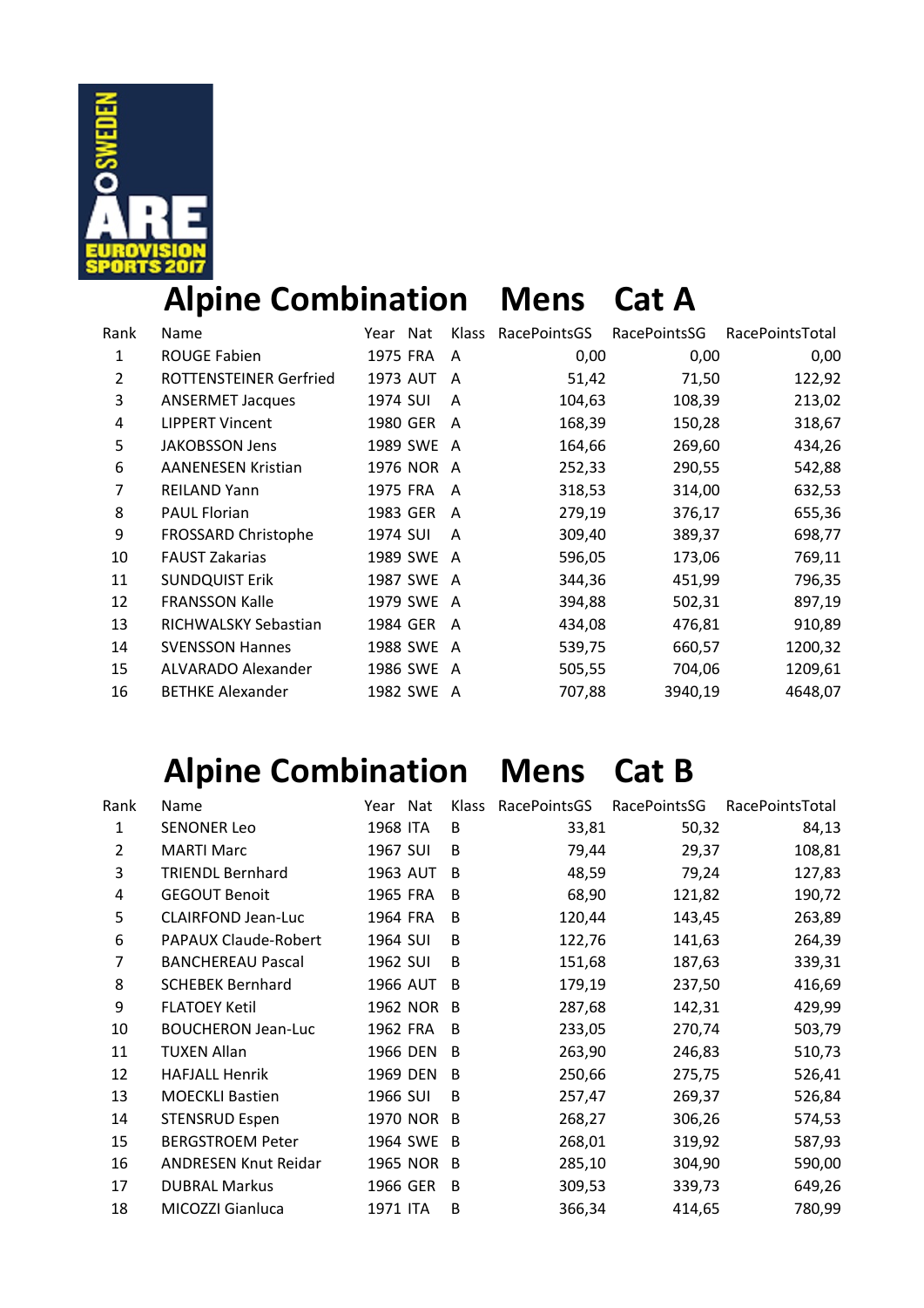# Alpine Combination Mens Cat A

| Rank | Name | Year | Nat | Klass | RacePointsGS | RacePointsSG | RacePointsTotal |
|---|---|---|---|---|---|---|---|
| 1 | ROUGE Fabien | 1975 | FRA | A | 0,00 | 0,00 | 0,00 |
| 2 | ROTTENSTEINER Gerfried | 1973 | AUT | A | 51,42 | 71,50 | 122,92 |
| 3 | ANSERMET Jacques | 1974 | SUI | A | 104,63 | 108,39 | 213,02 |
| 4 | LIPPERT Vincent | 1980 | GER | A | 168,39 | 150,28 | 318,67 |
| 5 | JAKOBSSON Jens | 1989 | SWE | A | 164,66 | 269,60 | 434,26 |
| 6 | AANENESEN Kristian | 1976 | NOR | A | 252,33 | 290,55 | 542,88 |
| 7 | REILAND Yann | 1975 | FRA | A | 318,53 | 314,00 | 632,53 |
| 8 | PAUL Florian | 1983 | GER | A | 279,19 | 376,17 | 655,36 |
| 9 | FROSSARD Christophe | 1974 | SUI | A | 309,40 | 389,37 | 698,77 |
| 10 | FAUST Zakarias | 1989 | SWE | A | 596,05 | 173,06 | 769,11 |
| 11 | SUNDQUIST Erik | 1987 | SWE | A | 344,36 | 451,99 | 796,35 |
| 12 | FRANSSON Kalle | 1979 | SWE | A | 394,88 | 502,31 | 897,19 |
| 13 | RICHWALSKY Sebastian | 1984 | GER | A | 434,08 | 476,81 | 910,89 |
| 14 | SVENSSON Hannes | 1988 | SWE | A | 539,75 | 660,57 | 1200,32 |
| 15 | ALVARADO Alexander | 1986 | SWE | A | 505,55 | 704,06 | 1209,61 |
| 16 | BETHKE Alexander | 1982 | SWE | A | 707,88 | 3940,19 | 4648,07 |

# Alpine Combination Mens Cat B

| Rank | Name | Year | Nat | Klass | RacePointsGS | RacePointsSG | RacePointsTotal |
|---|---|---|---|---|---|---|---|
| 1 | SENONER Leo | 1968 | ITA | B | 33,81 | 50,32 | 84,13 |
| 2 | MARTI Marc | 1967 | SUI | B | 79,44 | 29,37 | 108,81 |
| 3 | TRIENDL Bernhard | 1963 | AUT | B | 48,59 | 79,24 | 127,83 |
| 4 | GEGOUT Benoit | 1965 | FRA | B | 68,90 | 121,82 | 190,72 |
| 5 | CLAIRFOND Jean-Luc | 1964 | FRA | B | 120,44 | 143,45 | 263,89 |
| 6 | PAPAUX Claude-Robert | 1964 | SUI | B | 122,76 | 141,63 | 264,39 |
| 7 | BANCHEREAU Pascal | 1962 | SUI | B | 151,68 | 187,63 | 339,31 |
| 8 | SCHEBEK Bernhard | 1966 | AUT | B | 179,19 | 237,50 | 416,69 |
| 9 | FLATOEY Ketil | 1962 | NOR | B | 287,68 | 142,31 | 429,99 |
| 10 | BOUCHERON Jean-Luc | 1962 | FRA | B | 233,05 | 270,74 | 503,79 |
| 11 | TUXEN Allan | 1966 | DEN | B | 263,90 | 246,83 | 510,73 |
| 12 | HAFJALL Henrik | 1969 | DEN | B | 250,66 | 275,75 | 526,41 |
| 13 | MOECKLI Bastien | 1966 | SUI | B | 257,47 | 269,37 | 526,84 |
| 14 | STENSRUD Espen | 1970 | NOR | B | 268,27 | 306,26 | 574,53 |
| 15 | BERGSTROEM Peter | 1964 | SWE | B | 268,01 | 319,92 | 587,93 |
| 16 | ANDRESEN Knut Reidar | 1965 | NOR | B | 285,10 | 304,90 | 590,00 |
| 17 | DUBRAL Markus | 1966 | GER | B | 309,53 | 339,73 | 649,26 |
| 18 | MICOZZI Gianluca | 1971 | ITA | B | 366,34 | 414,65 | 780,99 |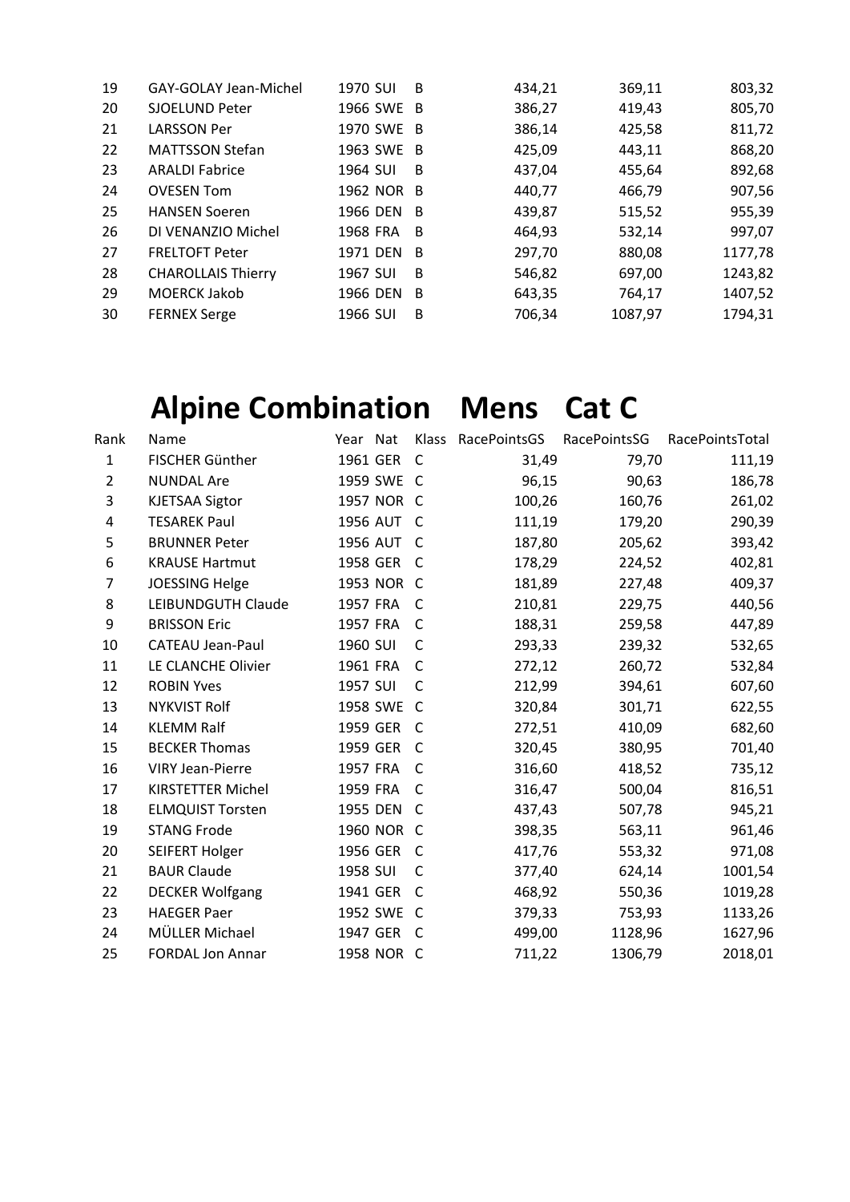| Rank | Name | Year | Nat | Klass | RacePointsGS | RacePointsSG | RacePointsTotal |
|---|---|---|---|---|---|---|---|
| 19 | GAY-GOLAY Jean-Michel | 1970 | SUI | B | 434,21 | 369,11 | 803,32 |
| 20 | SJOELUND Peter | 1966 | SWE | B | 386,27 | 419,43 | 805,70 |
| 21 | LARSSON Per | 1970 | SWE | B | 386,14 | 425,58 | 811,72 |
| 22 | MATTSSON Stefan | 1963 | SWE | B | 425,09 | 443,11 | 868,20 |
| 23 | ARALDI Fabrice | 1964 | SUI | B | 437,04 | 455,64 | 892,68 |
| 24 | OVESEN Tom | 1962 | NOR | B | 440,77 | 466,79 | 907,56 |
| 25 | HANSEN Soeren | 1966 | DEN | B | 439,87 | 515,52 | 955,39 |
| 26 | DI VENANZIO Michel | 1968 | FRA | B | 464,93 | 532,14 | 997,07 |
| 27 | FRELTOFT Peter | 1971 | DEN | B | 297,70 | 880,08 | 1177,78 |
| 28 | CHAROLLAIS Thierry | 1967 | SUI | B | 546,82 | 697,00 | 1243,82 |
| 29 | MOERCK Jakob | 1966 | DEN | B | 643,35 | 764,17 | 1407,52 |
| 30 | FERNEX Serge | 1966 | SUI | B | 706,34 | 1087,97 | 1794,31 |

# Alpine Combination Mens Cat C

| Rank | Name | Year | Nat | Klass | RacePointsGS | RacePointsSG | RacePointsTotal |
|---|---|---|---|---|---|---|---|
| 1 | FISCHER Günther | 1961 | GER | C | 31,49 | 79,70 | 111,19 |
| 2 | NUNDAL Are | 1959 | SWE | C | 96,15 | 90,63 | 186,78 |
| 3 | KJETSAA Sigtor | 1957 | NOR | C | 100,26 | 160,76 | 261,02 |
| 4 | TESAREK Paul | 1956 | AUT | C | 111,19 | 179,20 | 290,39 |
| 5 | BRUNNER Peter | 1956 | AUT | C | 187,80 | 205,62 | 393,42 |
| 6 | KRAUSE Hartmut | 1958 | GER | C | 178,29 | 224,52 | 402,81 |
| 7 | JOESSING Helge | 1953 | NOR | C | 181,89 | 227,48 | 409,37 |
| 8 | LEIBUNDGUTH Claude | 1957 | FRA | C | 210,81 | 229,75 | 440,56 |
| 9 | BRISSON Eric | 1957 | FRA | C | 188,31 | 259,58 | 447,89 |
| 10 | CATEAU Jean-Paul | 1960 | SUI | C | 293,33 | 239,32 | 532,65 |
| 11 | LE CLANCHE Olivier | 1961 | FRA | C | 272,12 | 260,72 | 532,84 |
| 12 | ROBIN Yves | 1957 | SUI | C | 212,99 | 394,61 | 607,60 |
| 13 | NYKVIST Rolf | 1958 | SWE | C | 320,84 | 301,71 | 622,55 |
| 14 | KLEMM Ralf | 1959 | GER | C | 272,51 | 410,09 | 682,60 |
| 15 | BECKER Thomas | 1959 | GER | C | 320,45 | 380,95 | 701,40 |
| 16 | VIRY Jean-Pierre | 1957 | FRA | C | 316,60 | 418,52 | 735,12 |
| 17 | KIRSTETTER Michel | 1959 | FRA | C | 316,47 | 500,04 | 816,51 |
| 18 | ELMQUIST Torsten | 1955 | DEN | C | 437,43 | 507,78 | 945,21 |
| 19 | STANG Frode | 1960 | NOR | C | 398,35 | 563,11 | 961,46 |
| 20 | SEIFERT Holger | 1956 | GER | C | 417,76 | 553,32 | 971,08 |
| 21 | BAUR Claude | 1958 | SUI | C | 377,40 | 624,14 | 1001,54 |
| 22 | DECKER Wolfgang | 1941 | GER | C | 468,92 | 550,36 | 1019,28 |
| 23 | HAEGER Paer | 1952 | SWE | C | 379,33 | 753,93 | 1133,26 |
| 24 | MÜLLER Michael | 1947 | GER | C | 499,00 | 1128,96 | 1627,96 |
| 25 | FORDAL Jon Annar | 1958 | NOR | C | 711,22 | 1306,79 | 2018,01 |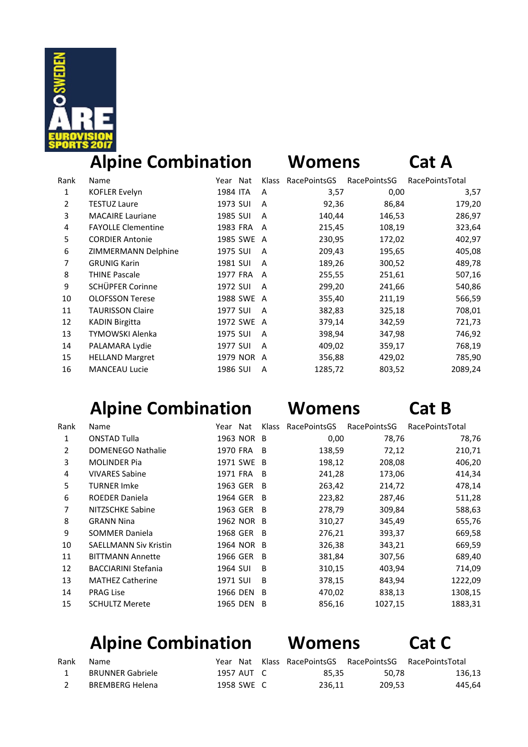## Alpine Combination Womens Cat A

| Rank | Name | Year | Nat | Klass | RacePointsGS | RacePointsSG | RacePointsTotal |
|---|---|---|---|---|---|---|---|
| 1 | KOFLER Evelyn | 1984 | ITA | A | 3,57 | 0,00 | 3,57 |
| 2 | TESTUZ Laure | 1973 | SUI | A | 92,36 | 86,84 | 179,20 |
| 3 | MACAIRE Lauriane | 1985 | SUI | A | 140,44 | 146,53 | 286,97 |
| 4 | FAYOLLE Clementine | 1983 | FRA | A | 215,45 | 108,19 | 323,64 |
| 5 | CORDIER Antonie | 1985 | SWE | A | 230,95 | 172,02 | 402,97 |
| 6 | ZIMMERMANN Delphine | 1975 | SUI | A | 209,43 | 195,65 | 405,08 |
| 7 | GRUNIG Karin | 1981 | SUI | A | 189,26 | 300,52 | 489,78 |
| 8 | THINE Pascale | 1977 | FRA | A | 255,55 | 251,61 | 507,16 |
| 9 | SCHÜPFER Corinne | 1972 | SUI | A | 299,20 | 241,66 | 540,86 |
| 10 | OLOFSSON Terese | 1988 | SWE | A | 355,40 | 211,19 | 566,59 |
| 11 | TAURISSON Claire | 1977 | SUI | A | 382,83 | 325,18 | 708,01 |
| 12 | KADIN Birgitta | 1972 | SWE | A | 379,14 | 342,59 | 721,73 |
| 13 | TYMOWSKI Alenka | 1975 | SUI | A | 398,94 | 347,98 | 746,92 |
| 14 | PALAMARA Lydie | 1977 | SUI | A | 409,02 | 359,17 | 768,19 |
| 15 | HELLAND Margret | 1979 | NOR | A | 356,88 | 429,02 | 785,90 |
| 16 | MANCEAU Lucie | 1986 | SUI | A | 1285,72 | 803,52 | 2089,24 |

## Alpine Combination Womens Cat B

| Rank | Name | Year | Nat | Klass | RacePointsGS | RacePointsSG | RacePointsTotal |
|---|---|---|---|---|---|---|---|
| 1 | ONSTAD Tulla | 1963 | NOR | B | 0,00 | 78,76 | 78,76 |
| 2 | DOMENEGO Nathalie | 1970 | FRA | B | 138,59 | 72,12 | 210,71 |
| 3 | MOLINDER Pia | 1971 | SWE | B | 198,12 | 208,08 | 406,20 |
| 4 | VIVARES Sabine | 1971 | FRA | B | 241,28 | 173,06 | 414,34 |
| 5 | TURNER Imke | 1963 | GER | B | 263,42 | 214,72 | 478,14 |
| 6 | ROEDER Daniela | 1964 | GER | B | 223,82 | 287,46 | 511,28 |
| 7 | NITZSCHKE Sabine | 1963 | GER | B | 278,79 | 309,84 | 588,63 |
| 8 | GRANN Nina | 1962 | NOR | B | 310,27 | 345,49 | 655,76 |
| 9 | SOMMER Daniela | 1968 | GER | B | 276,21 | 393,37 | 669,58 |
| 10 | SAELLMANN Siv Kristin | 1964 | NOR | B | 326,38 | 343,21 | 669,59 |
| 11 | BITTMANN Annette | 1966 | GER | B | 381,84 | 307,56 | 689,40 |
| 12 | BACCIARINI Stefania | 1964 | SUI | B | 310,15 | 403,94 | 714,09 |
| 13 | MATHEZ Catherine | 1971 | SUI | B | 378,15 | 843,94 | 1222,09 |
| 14 | PRAG Lise | 1966 | DEN | B | 470,02 | 838,13 | 1308,15 |
| 15 | SCHULTZ Merete | 1965 | DEN | B | 856,16 | 1027,15 | 1883,31 |

## Alpine Combination Womens Cat C

| Rank | Name | Year | Nat | Klass | RacePointsGS | RacePointsSG | RacePointsTotal |
|---|---|---|---|---|---|---|---|
| 1 | BRUNNER Gabriele | 1957 | AUT | C | 85,35 | 50,78 | 136,13 |
| 2 | BREMBERG Helena | 1958 | SWE | C | 236,11 | 209,53 | 445,64 |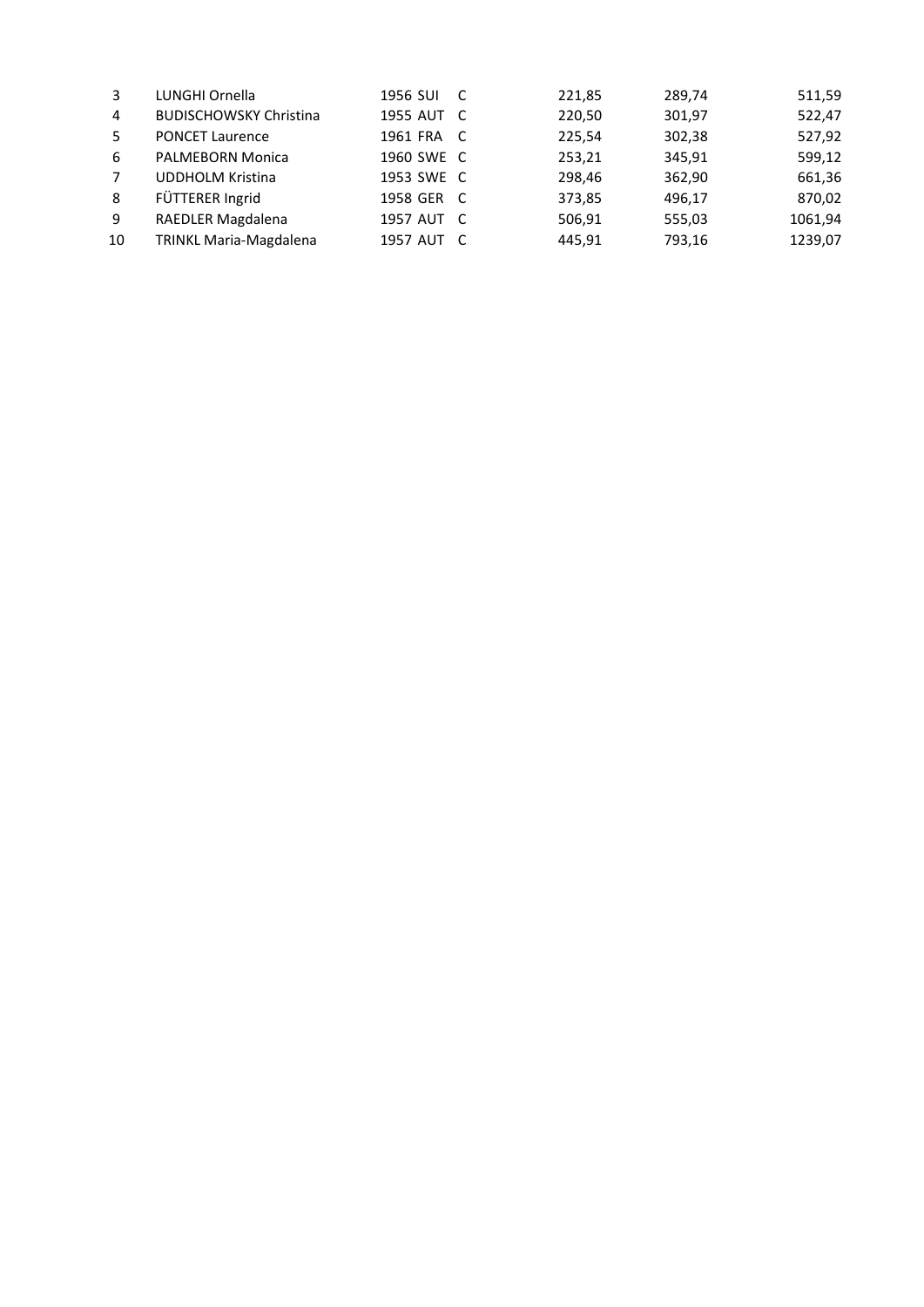| | | | | | | | |
|---|---|---|---|---|---|---|---|
| 3 | LUNGHI Ornella | 1956 | SUI | C | 221,85 | 289,74 | 511,59 |
| 4 | BUDISCHOWSKY Christina | 1955 | AUT | C | 220,50 | 301,97 | 522,47 |
| 5 | PONCET Laurence | 1961 | FRA | C | 225,54 | 302,38 | 527,92 |
| 6 | PALMEBORN Monica | 1960 | SWE | C | 253,21 | 345,91 | 599,12 |
| 7 | UDDHOLM Kristina | 1953 | SWE | C | 298,46 | 362,90 | 661,36 |
| 8 | FÜTTERER Ingrid | 1958 | GER | C | 373,85 | 496,17 | 870,02 |
| 9 | RAEDLER Magdalena | 1957 | AUT | C | 506,91 | 555,03 | 1061,94 |
| 10 | TRINKL Maria-Magdalena | 1957 | AUT | C | 445,91 | 793,16 | 1239,07 |